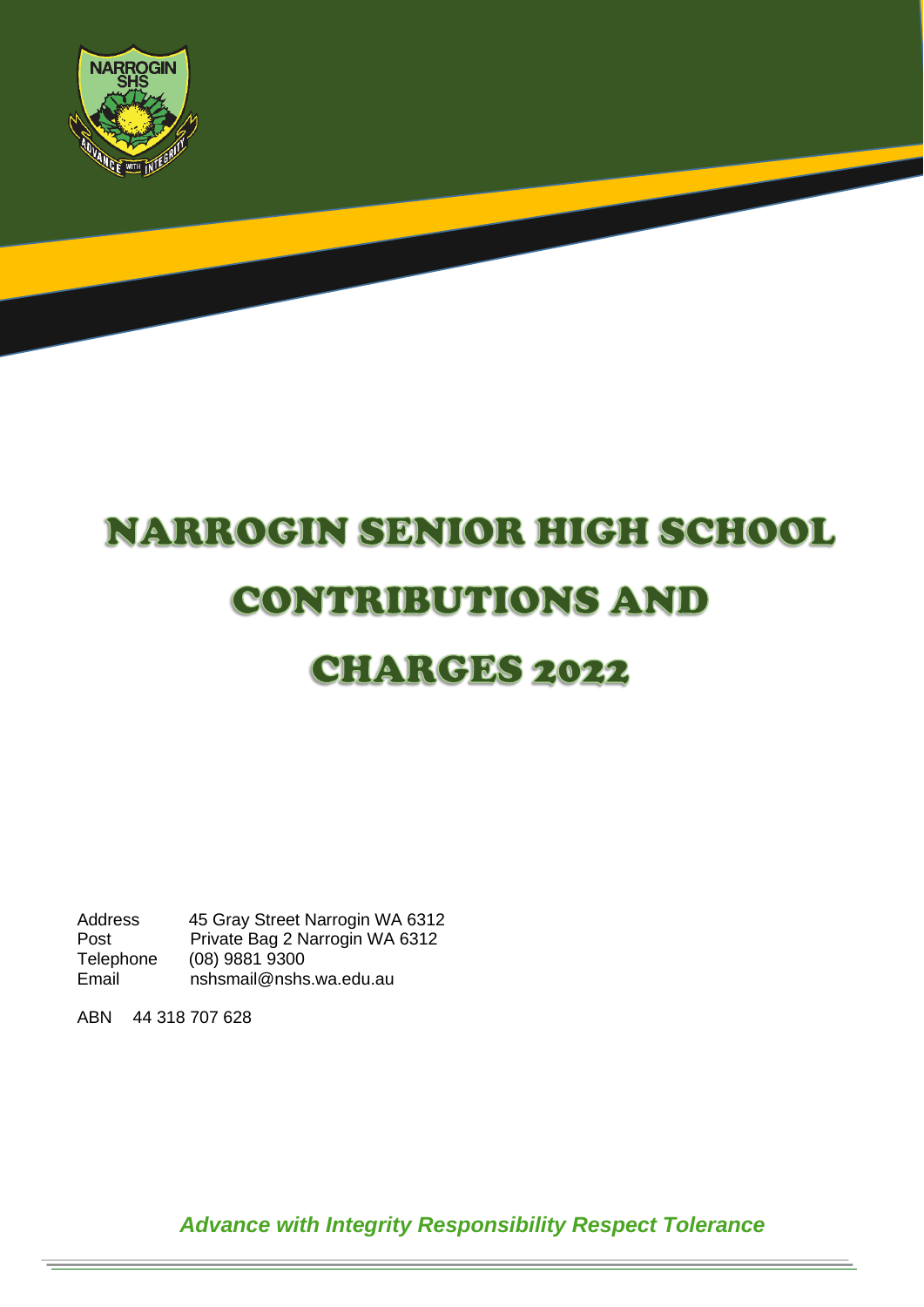# NARROGIN SENIOR HIGH SCHOOL CONTRIBUTIONS AND CHARGES 2022

| | |
|---|---|
| Address | 45 Gray Street Narrogin WA 6312 |
| Post | Private Bag 2 Narrogin WA 6312 |
| Telephone | (08) 9881 9300 |
| Email | nshsmail@nshs.wa.edu.au |

ABN 44 318 707 628

***Advance with Integrity Responsibility Respect Tolerance***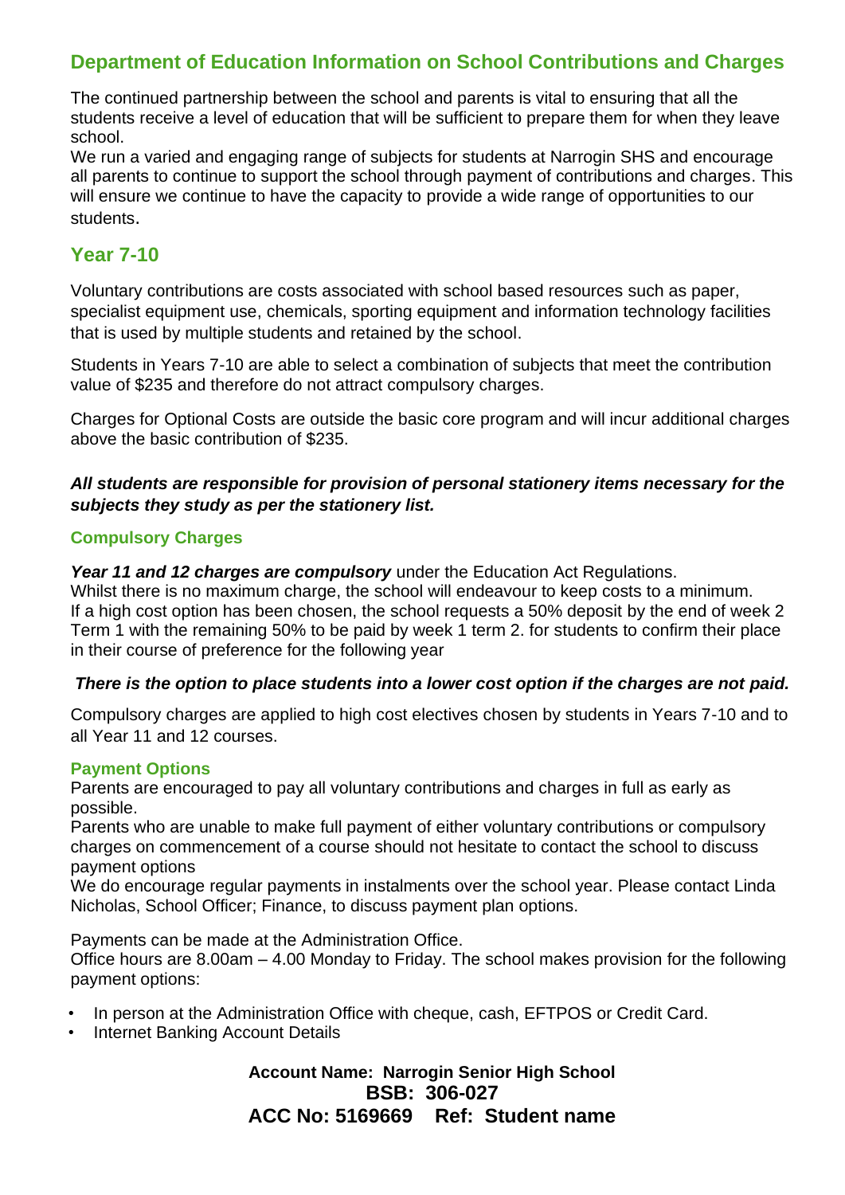## Department of Education Information on School Contributions and Charges

The continued partnership between the school and parents is vital to ensuring that all the students receive a level of education that will be sufficient to prepare them for when they leave school.

We run a varied and engaging range of subjects for students at Narrogin SHS and encourage all parents to continue to support the school through payment of contributions and charges. This will ensure we continue to have the capacity to provide a wide range of opportunities to our students.

## Year 7-10

Voluntary contributions are costs associated with school based resources such as paper, specialist equipment use, chemicals, sporting equipment and information technology facilities that is used by multiple students and retained by the school.

Students in Years 7-10 are able to select a combination of subjects that meet the contribution value of $235 and therefore do not attract compulsory charges.

Charges for Optional Costs are outside the basic core program and will incur additional charges above the basic contribution of $235.

***All students are responsible for provision of personal stationery items necessary for the subjects they study as per the stationery list.***

### Compulsory Charges

***Year 11 and 12 charges are compulsory*** under the Education Act Regulations.
Whilst there is no maximum charge, the school will endeavour to keep costs to a minimum.
If a high cost option has been chosen, the school requests a 50% deposit by the end of week 2 Term 1 with the remaining 50% to be paid by week 1 term 2. for students to confirm their place in their course of preference for the following year

***There is the option to place students into a lower cost option if the charges are not paid.***

Compulsory charges are applied to high cost electives chosen by students in Years 7-10 and to all Year 11 and 12 courses.

### Payment Options

Parents are encouraged to pay all voluntary contributions and charges in full as early as possible.
Parents who are unable to make full payment of either voluntary contributions or compulsory charges on commencement of a course should not hesitate to contact the school to discuss payment options
We do encourage regular payments in instalments over the school year. Please contact Linda Nicholas, School Officer; Finance, to discuss payment plan options.

Payments can be made at the Administration Office.
Office hours are 8.00am – 4.00 Monday to Friday. The school makes provision for the following payment options:

- In person at the Administration Office with cheque, cash, EFTPOS or Credit Card.
- Internet Banking Account Details

**Account Name: Narrogin Senior High School**
**BSB: 306-027**
**ACC No: 5169669 Ref: Student name**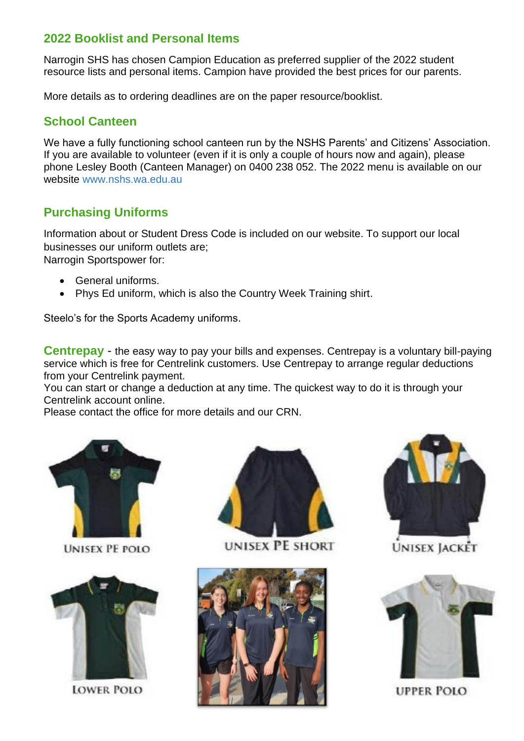## 2022 Booklist and Personal Items

Narrogin SHS has chosen Campion Education as preferred supplier of the 2022 student resource lists and personal items. Campion have provided the best prices for our parents.

More details as to ordering deadlines are on the paper resource/booklist.

## School Canteen

We have a fully functioning school canteen run by the NSHS Parents' and Citizens' Association. If you are available to volunteer (even if it is only a couple of hours now and again), please phone Lesley Booth (Canteen Manager) on 0400 238 052. The 2022 menu is available on our website www.nshs.wa.edu.au

## Purchasing Uniforms

Information about or Student Dress Code is included on our website. To support our local businesses our uniform outlets are;
Narrogin Sportspower for:

- General uniforms.
- Phys Ed uniform, which is also the Country Week Training shirt.

Steelo's for the Sports Academy uniforms.

**Centrepay** - the easy way to pay your bills and expenses. Centrepay is a voluntary bill-paying service which is free for Centrelink customers. Use Centrepay to arrange regular deductions from your Centrelink payment.
You can start or change a deduction at any time. The quickest way to do it is through your Centrelink account online.
Please contact the office for more details and our CRN.

UNISEX PE POLO

UNISEX PE SHORT

UNISEX JACKET

LOWER POLO

UPPER POLO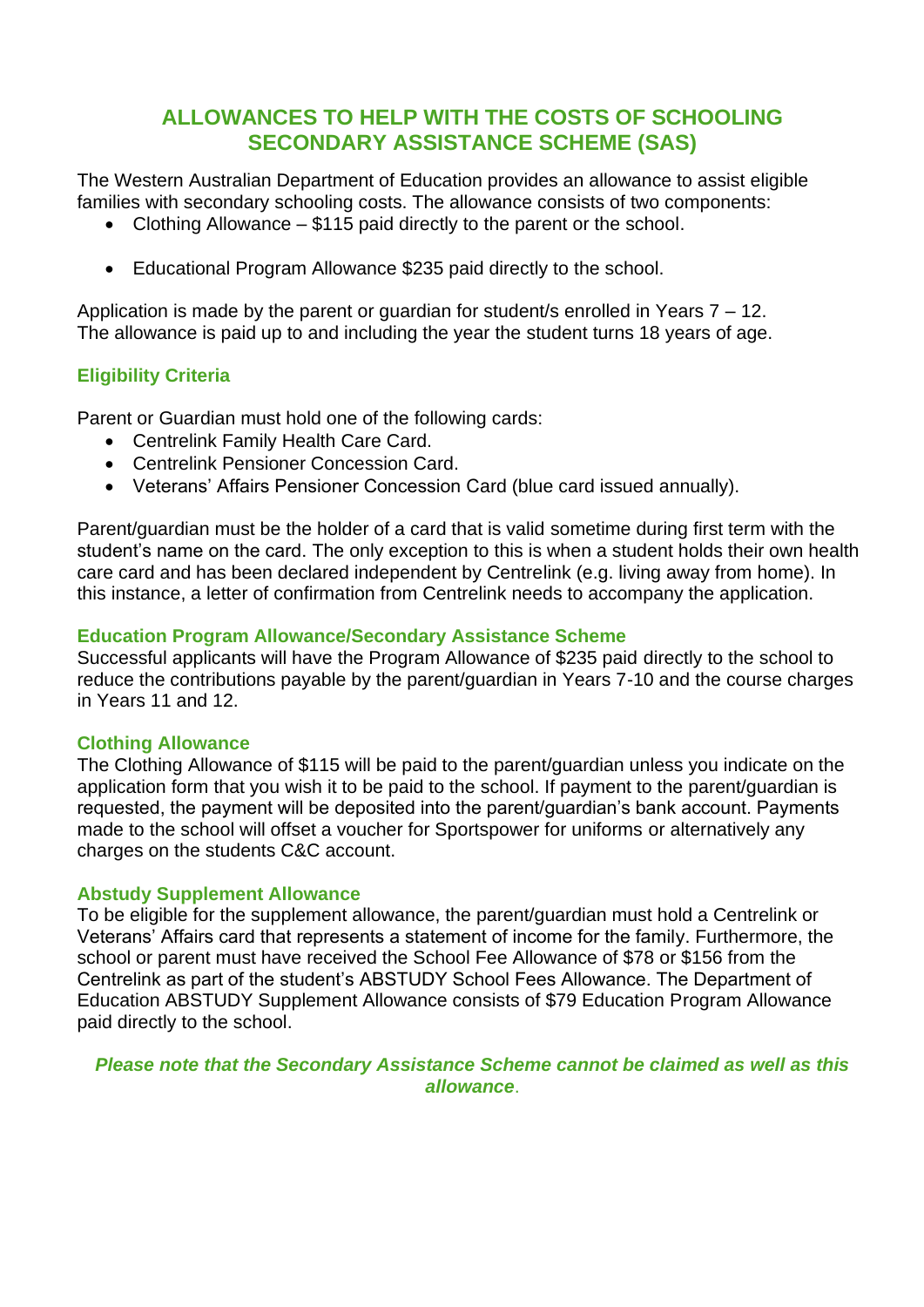# ALLOWANCES TO HELP WITH THE COSTS OF SCHOOLING
# SECONDARY ASSISTANCE SCHEME (SAS)

The Western Australian Department of Education provides an allowance to assist eligible families with secondary schooling costs. The allowance consists of two components:

- Clothing Allowance – $115 paid directly to the parent or the school.
- Educational Program Allowance $235 paid directly to the school.

Application is made by the parent or guardian for student/s enrolled in Years 7 – 12.
The allowance is paid up to and including the year the student turns 18 years of age.

### Eligibility Criteria

Parent or Guardian must hold one of the following cards:

- Centrelink Family Health Care Card.
- Centrelink Pensioner Concession Card.
- Veterans' Affairs Pensioner Concession Card (blue card issued annually).

Parent/guardian must be the holder of a card that is valid sometime during first term with the student's name on the card. The only exception to this is when a student holds their own health care card and has been declared independent by Centrelink (e.g. living away from home). In this instance, a letter of confirmation from Centrelink needs to accompany the application.

### Education Program Allowance/Secondary Assistance Scheme

Successful applicants will have the Program Allowance of $235 paid directly to the school to reduce the contributions payable by the parent/guardian in Years 7-10 and the course charges in Years 11 and 12.

### Clothing Allowance

The Clothing Allowance of $115 will be paid to the parent/guardian unless you indicate on the application form that you wish it to be paid to the school. If payment to the parent/guardian is requested, the payment will be deposited into the parent/guardian's bank account. Payments made to the school will offset a voucher for Sportspower for uniforms or alternatively any charges on the students C&C account.

### Abstudy Supplement Allowance

To be eligible for the supplement allowance, the parent/guardian must hold a Centrelink or Veterans' Affairs card that represents a statement of income for the family. Furthermore, the school or parent must have received the School Fee Allowance of $78 or $156 from the Centrelink as part of the student's ABSTUDY School Fees Allowance. The Department of Education ABSTUDY Supplement Allowance consists of $79 Education Program Allowance paid directly to the school.

***Please note that the Secondary Assistance Scheme cannot be claimed as well as this allowance.***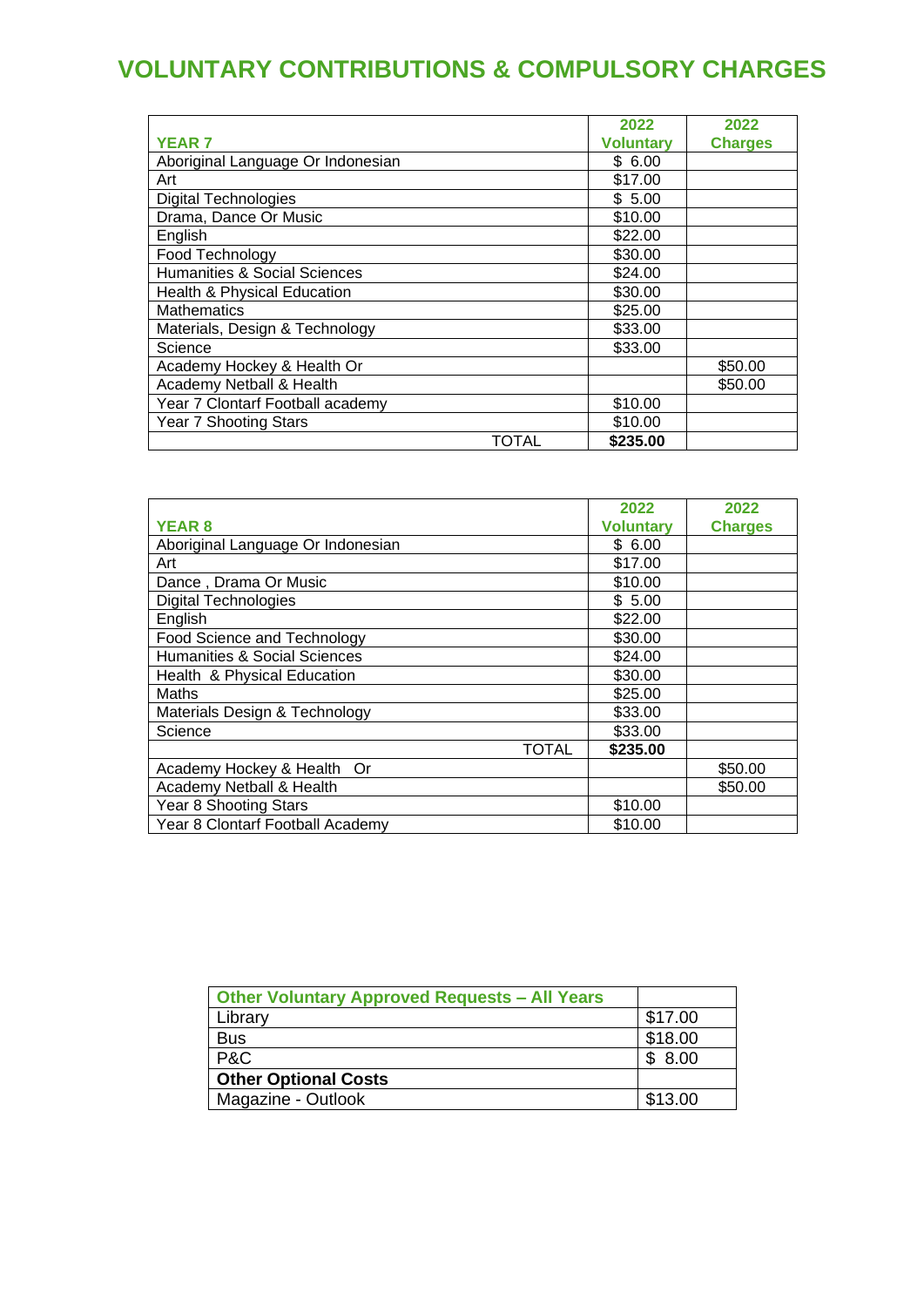# VOLUNTARY CONTRIBUTIONS & COMPULSORY CHARGES

| YEAR 7 | 2022 Voluntary | 2022 Charges |
|---|---|---|
| Aboriginal Language Or Indonesian | $ 6.00 | |
| Art | $17.00 | |
| Digital Technologies | $ 5.00 | |
| Drama, Dance Or Music | $10.00 | |
| English | $22.00 | |
| Food Technology | $30.00 | |
| Humanities & Social Sciences | $24.00 | |
| Health & Physical Education | $30.00 | |
| Mathematics | $25.00 | |
| Materials, Design & Technology | $33.00 | |
| Science | $33.00 | |
| Academy Hockey & Health Or | | $50.00 |
| Academy Netball & Health | | $50.00 |
| Year 7 Clontarf Football academy | $10.00 | |
| Year 7 Shooting Stars | $10.00 | |
| TOTAL | **$235.00** | |

| YEAR 8 | 2022 Voluntary | 2022 Charges |
|---|---|---|
| Aboriginal Language Or Indonesian | $ 6.00 | |
| Art | $17.00 | |
| Dance , Drama Or Music | $10.00 | |
| Digital Technologies | $ 5.00 | |
| English | $22.00 | |
| Food Science and Technology | $30.00 | |
| Humanities & Social Sciences | $24.00 | |
| Health & Physical Education | $30.00 | |
| Maths | $25.00 | |
| Materials Design & Technology | $33.00 | |
| Science | $33.00 | |
| TOTAL | **$235.00** | |
| Academy Hockey & Health Or | | $50.00 |
| Academy Netball & Health | | $50.00 |
| Year 8 Shooting Stars | $10.00 | |
| Year 8 Clontarf Football Academy | $10.00 | |

| Other Voluntary Approved Requests – All Years | |
|---|---|
| Library | $17.00 |
| Bus | $18.00 |
| P&C | $ 8.00 |
| **Other Optional Costs** | |
| Magazine - Outlook | $13.00 |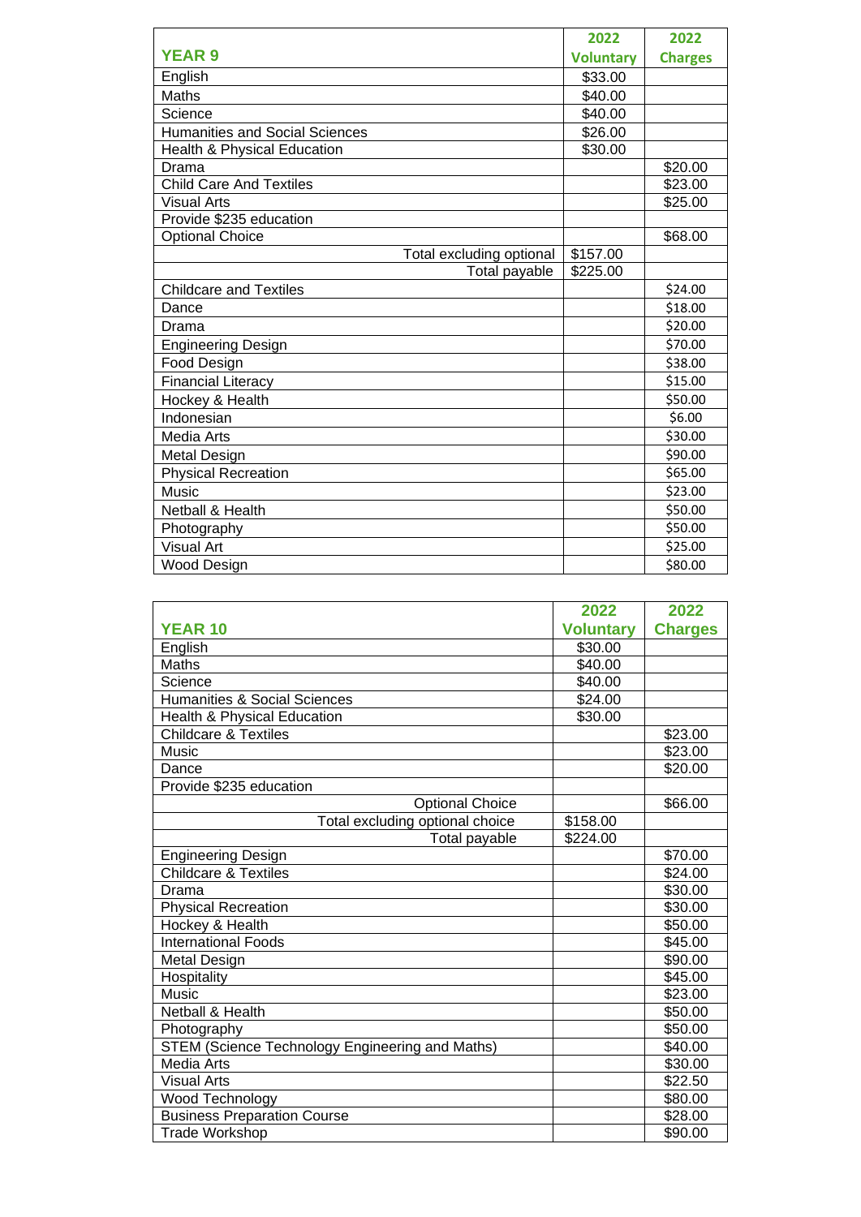| YEAR 9 | 2022 Voluntary | 2022 Charges |
|---|---|---|
| English | $33.00 | |
| Maths | $40.00 | |
| Science | $40.00 | |
| Humanities and Social Sciences | $26.00 | |
| Health & Physical Education | $30.00 | |
| Drama | | $20.00 |
| Child Care And Textiles | | $23.00 |
| Visual Arts | | $25.00 |
| Provide $235 education | | |
| Optional Choice | | $68.00 |
| Total excluding optional | $157.00 | |
| Total payable | $225.00 | |
| Childcare and Textiles | | $24.00 |
| Dance | | $18.00 |
| Drama | | $20.00 |
| Engineering Design | | $70.00 |
| Food Design | | $38.00 |
| Financial Literacy | | $15.00 |
| Hockey & Health | | $50.00 |
| Indonesian | | $6.00 |
| Media Arts | | $30.00 |
| Metal Design | | $90.00 |
| Physical Recreation | | $65.00 |
| Music | | $23.00 |
| Netball & Health | | $50.00 |
| Photography | | $50.00 |
| Visual Art | | $25.00 |
| Wood Design | | $80.00 |

| YEAR 10 | 2022 Voluntary | 2022 Charges |
|---|---|---|
| English | $30.00 | |
| Maths | $40.00 | |
| Science | $40.00 | |
| Humanities & Social Sciences | $24.00 | |
| Health & Physical Education | $30.00 | |
| Childcare & Textiles | | $23.00 |
| Music | | $23.00 |
| Dance | | $20.00 |
| Provide $235 education | | |
| Optional Choice | | $66.00 |
| Total excluding optional choice | $158.00 | |
| Total payable | $224.00 | |
| Engineering Design | | $70.00 |
| Childcare & Textiles | | $24.00 |
| Drama | | $30.00 |
| Physical Recreation | | $30.00 |
| Hockey & Health | | $50.00 |
| International Foods | | $45.00 |
| Metal Design | | $90.00 |
| Hospitality | | $45.00 |
| Music | | $23.00 |
| Netball & Health | | $50.00 |
| Photography | | $50.00 |
| STEM (Science Technology Engineering and Maths) | | $40.00 |
| Media Arts | | $30.00 |
| Visual Arts | | $22.50 |
| Wood Technology | | $80.00 |
| Business Preparation Course | | $28.00 |
| Trade Workshop | | $90.00 |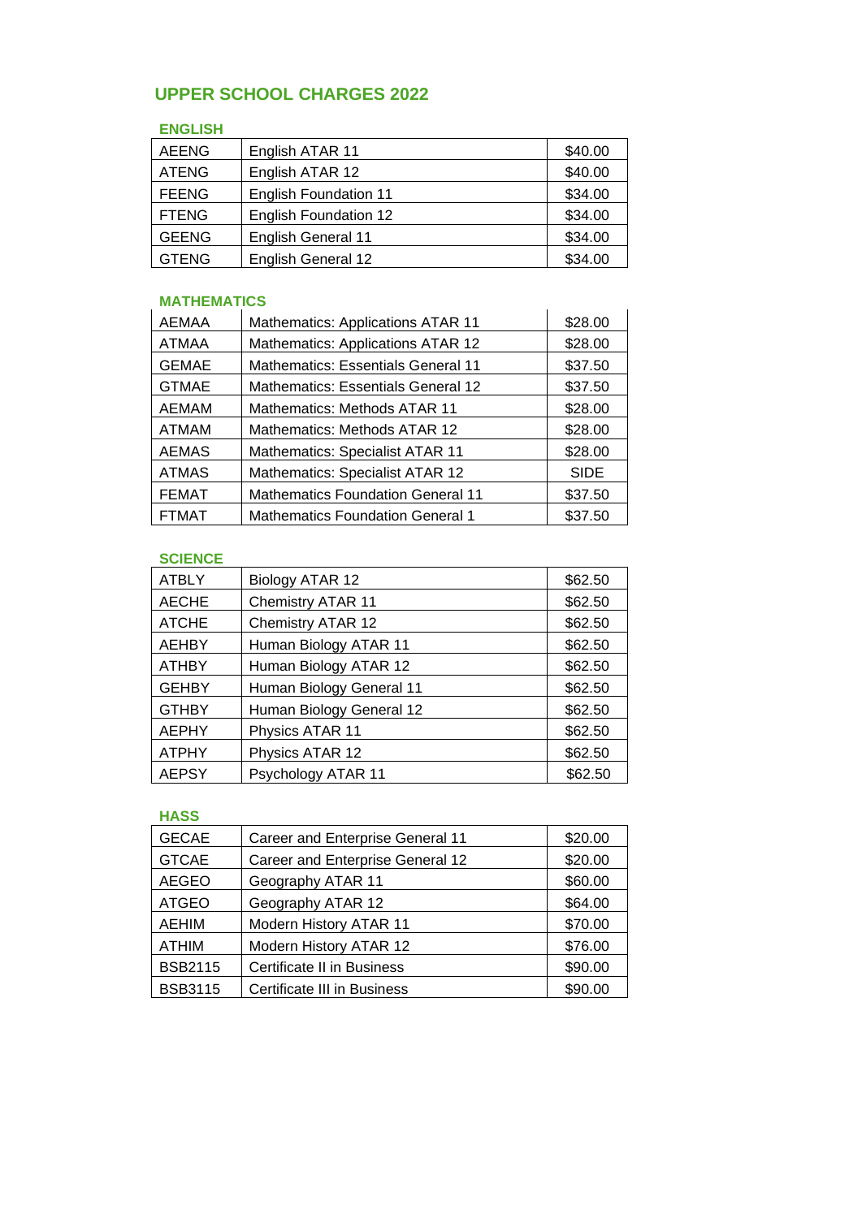# UPPER SCHOOL CHARGES 2022

## ENGLISH

| | | |
|---|---|---|
| AEENG | English ATAR 11 | $40.00 |
| ATENG | English ATAR 12 | $40.00 |
| FEENG | English Foundation 11 | $34.00 |
| FTENG | English Foundation 12 | $34.00 |
| GEENG | English General 11 | $34.00 |
| GTENG | English General 12 | $34.00 |

## MATHEMATICS

| | | |
|---|---|---|
| AEMAA | Mathematics: Applications ATAR 11 | $28.00 |
| ATMAA | Mathematics: Applications ATAR 12 | $28.00 |
| GEMAE | Mathematics: Essentials General 11 | $37.50 |
| GTMAE | Mathematics: Essentials General 12 | $37.50 |
| AEMAM | Mathematics: Methods ATAR 11 | $28.00 |
| ATMAM | Mathematics: Methods ATAR 12 | $28.00 |
| AEMAS | Mathematics: Specialist ATAR 11 | $28.00 |
| ATMAS | Mathematics: Specialist ATAR 12 | SIDE |
| FEMAT | Mathematics Foundation General 11 | $37.50 |
| FTMAT | Mathematics Foundation General 1 | $37.50 |

## SCIENCE

| | | |
|---|---|---|
| ATBLY | Biology ATAR 12 | $62.50 |
| AECHE | Chemistry ATAR 11 | $62.50 |
| ATCHE | Chemistry ATAR 12 | $62.50 |
| AEHBY | Human Biology ATAR 11 | $62.50 |
| ATHBY | Human Biology ATAR 12 | $62.50 |
| GEHBY | Human Biology General 11 | $62.50 |
| GTHBY | Human Biology General 12 | $62.50 |
| AEPHY | Physics ATAR 11 | $62.50 |
| ATPHY | Physics ATAR 12 | $62.50 |
| AEPSY | Psychology ATAR 11 | $62.50 |

## HASS

| | | |
|---|---|---|
| GECAE | Career and Enterprise General 11 | $20.00 |
| GTCAE | Career and Enterprise General 12 | $20.00 |
| AEGEO | Geography ATAR 11 | $60.00 |
| ATGEO | Geography ATAR 12 | $64.00 |
| AEHIM | Modern History ATAR 11 | $70.00 |
| ATHIM | Modern History ATAR 12 | $76.00 |
| BSB2115 | Certificate II in Business | $90.00 |
| BSB3115 | Certificate III in Business | $90.00 |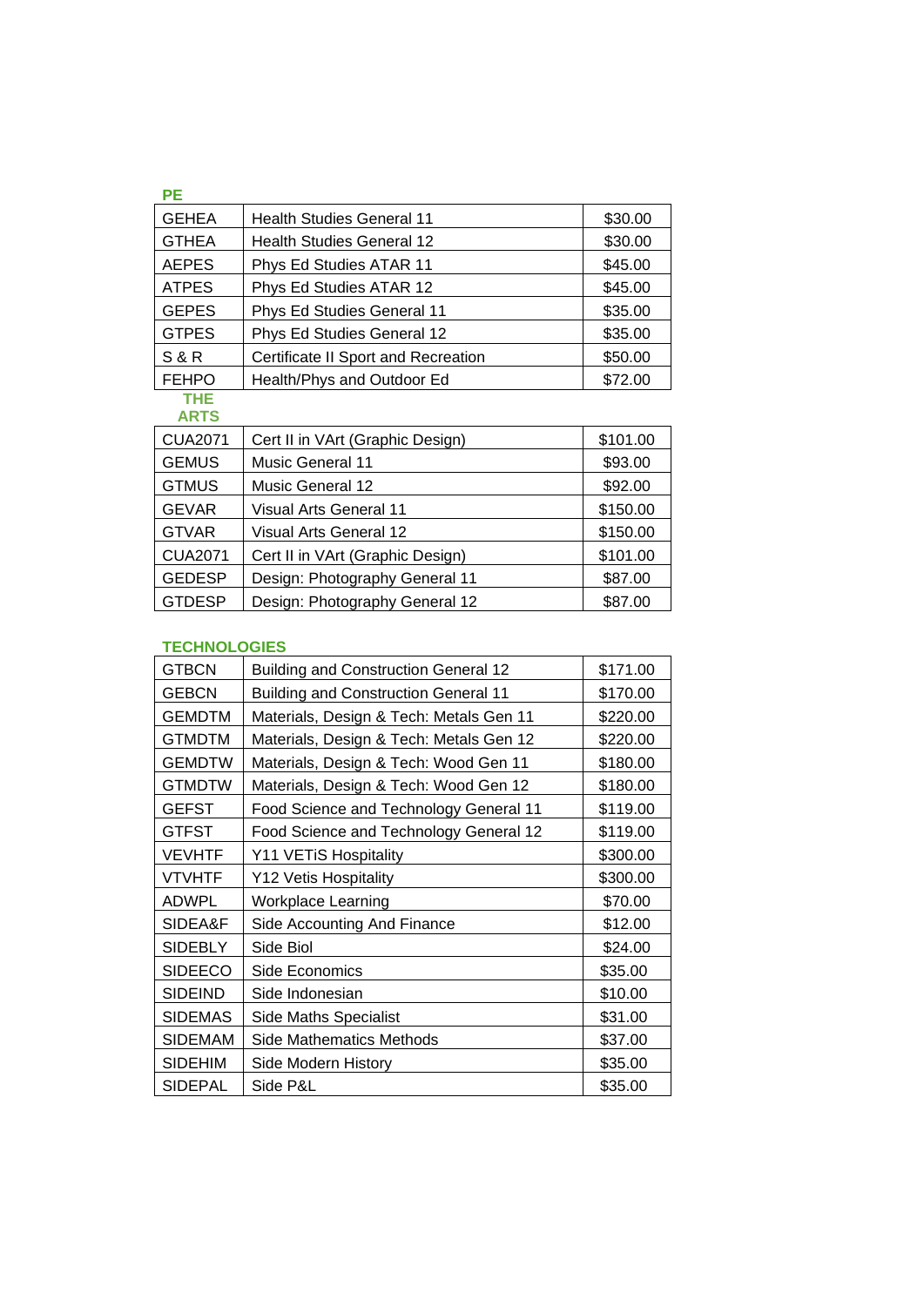## PE

| | | |
|---|---|---|
| GEHEA | Health Studies General 11 | $30.00 |
| GTHEA | Health Studies General 12 | $30.00 |
| AEPES | Phys Ed Studies ATAR 11 | $45.00 |
| ATPES | Phys Ed Studies ATAR 12 | $45.00 |
| GEPES | Phys Ed Studies General 11 | $35.00 |
| GTPES | Phys Ed Studies General 12 | $35.00 |
| S & R | Certificate II Sport and Recreation | $50.00 |
| FEHPO | Health/Phys and Outdoor Ed | $72.00 |

## THE ARTS

| | | |
|---|---|---|
| CUA2071 | Cert II in VArt (Graphic Design) | $101.00 |
| GEMUS | Music General 11 | $93.00 |
| GTMUS | Music General 12 | $92.00 |
| GEVAR | Visual Arts General 11 | $150.00 |
| GTVAR | Visual Arts General 12 | $150.00 |
| CUA2071 | Cert II in VArt (Graphic Design) | $101.00 |
| GEDESP | Design: Photography General 11 | $87.00 |
| GTDESP | Design: Photography General 12 | $87.00 |

## TECHNOLOGIES

| | | |
|---|---|---|
| GTBCN | Building and Construction General 12 | $171.00 |
| GEBCN | Building and Construction General 11 | $170.00 |
| GEMDTM | Materials, Design & Tech: Metals Gen 11 | $220.00 |
| GTMDTM | Materials, Design & Tech: Metals Gen 12 | $220.00 |
| GEMDTW | Materials, Design & Tech: Wood Gen 11 | $180.00 |
| GTMDTW | Materials, Design & Tech: Wood Gen 12 | $180.00 |
| GEFST | Food Science and Technology General 11 | $119.00 |
| GTFST | Food Science and Technology General 12 | $119.00 |
| VEVHTF | Y11 VETiS Hospitality | $300.00 |
| VTVHTF | Y12 Vetis Hospitality | $300.00 |
| ADWPL | Workplace Learning | $70.00 |
| SIDEA&F | Side Accounting And Finance | $12.00 |
| SIDEBLY | Side Biol | $24.00 |
| SIDEECO | Side Economics | $35.00 |
| SIDEIND | Side Indonesian | $10.00 |
| SIDEMAS | Side Maths Specialist | $31.00 |
| SIDEMAM | Side Mathematics Methods | $37.00 |
| SIDEHIM | Side Modern History | $35.00 |
| SIDEPAL | Side P&L | $35.00 |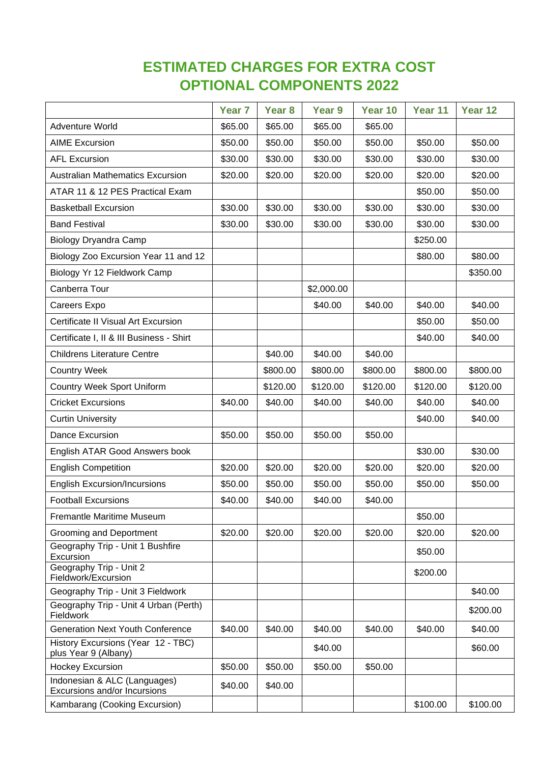# ESTIMATED CHARGES FOR EXTRA COST OPTIONAL COMPONENTS 2022

| | Year 7 | Year 8 | Year 9 | Year 10 | Year 11 | Year 12 |
|---|---|---|---|---|---|---|
| Adventure World | $65.00 | $65.00 | $65.00 | $65.00 | | |
| AIME Excursion | $50.00 | $50.00 | $50.00 | $50.00 | $50.00 | $50.00 |
| AFL Excursion | $30.00 | $30.00 | $30.00 | $30.00 | $30.00 | $30.00 |
| Australian Mathematics Excursion | $20.00 | $20.00 | $20.00 | $20.00 | $20.00 | $20.00 |
| ATAR 11 & 12 PES Practical Exam | | | | | $50.00 | $50.00 |
| Basketball Excursion | $30.00 | $30.00 | $30.00 | $30.00 | $30.00 | $30.00 |
| Band Festival | $30.00 | $30.00 | $30.00 | $30.00 | $30.00 | $30.00 |
| Biology Dryandra Camp | | | | | $250.00 | |
| Biology Zoo Excursion Year 11 and 12 | | | | | $80.00 | $80.00 |
| Biology Yr 12 Fieldwork Camp | | | | | | $350.00 |
| Canberra Tour | | | $2,000.00 | | | |
| Careers Expo | | | $40.00 | $40.00 | $40.00 | $40.00 |
| Certificate II Visual Art Excursion | | | | | $50.00 | $50.00 |
| Certificate I, II & III Business - Shirt | | | | | $40.00 | $40.00 |
| Childrens Literature Centre | | $40.00 | $40.00 | $40.00 | | |
| Country Week | | $800.00 | $800.00 | $800.00 | $800.00 | $800.00 |
| Country Week Sport Uniform | | $120.00 | $120.00 | $120.00 | $120.00 | $120.00 |
| Cricket Excursions | $40.00 | $40.00 | $40.00 | $40.00 | $40.00 | $40.00 |
| Curtin University | | | | | $40.00 | $40.00 |
| Dance Excursion | $50.00 | $50.00 | $50.00 | $50.00 | | |
| English ATAR Good Answers book | | | | | $30.00 | $30.00 |
| English Competition | $20.00 | $20.00 | $20.00 | $20.00 | $20.00 | $20.00 |
| English Excursion/Incursions | $50.00 | $50.00 | $50.00 | $50.00 | $50.00 | $50.00 |
| Football Excursions | $40.00 | $40.00 | $40.00 | $40.00 | | |
| Fremantle Maritime Museum | | | | | $50.00 | |
| Grooming and Deportment | $20.00 | $20.00 | $20.00 | $20.00 | $20.00 | $20.00 |
| Geography Trip - Unit 1 Bushfire Excursion | | | | | $50.00 | |
| Geography Trip - Unit 2 Fieldwork/Excursion | | | | | $200.00 | |
| Geography Trip - Unit 3 Fieldwork | | | | | | $40.00 |
| Geography Trip - Unit 4 Urban (Perth) Fieldwork | | | | | | $200.00 |
| Generation Next Youth Conference | $40.00 | $40.00 | $40.00 | $40.00 | $40.00 | $40.00 |
| History Excursions (Year 12 - TBC) plus Year 9 (Albany) | | | $40.00 | | | $60.00 |
| Hockey Excursion | $50.00 | $50.00 | $50.00 | $50.00 | | |
| Indonesian & ALC (Languages) Excursions and/or Incursions | $40.00 | $40.00 | | | | |
| Kambarang (Cooking Excursion) | | | | | $100.00 | $100.00 |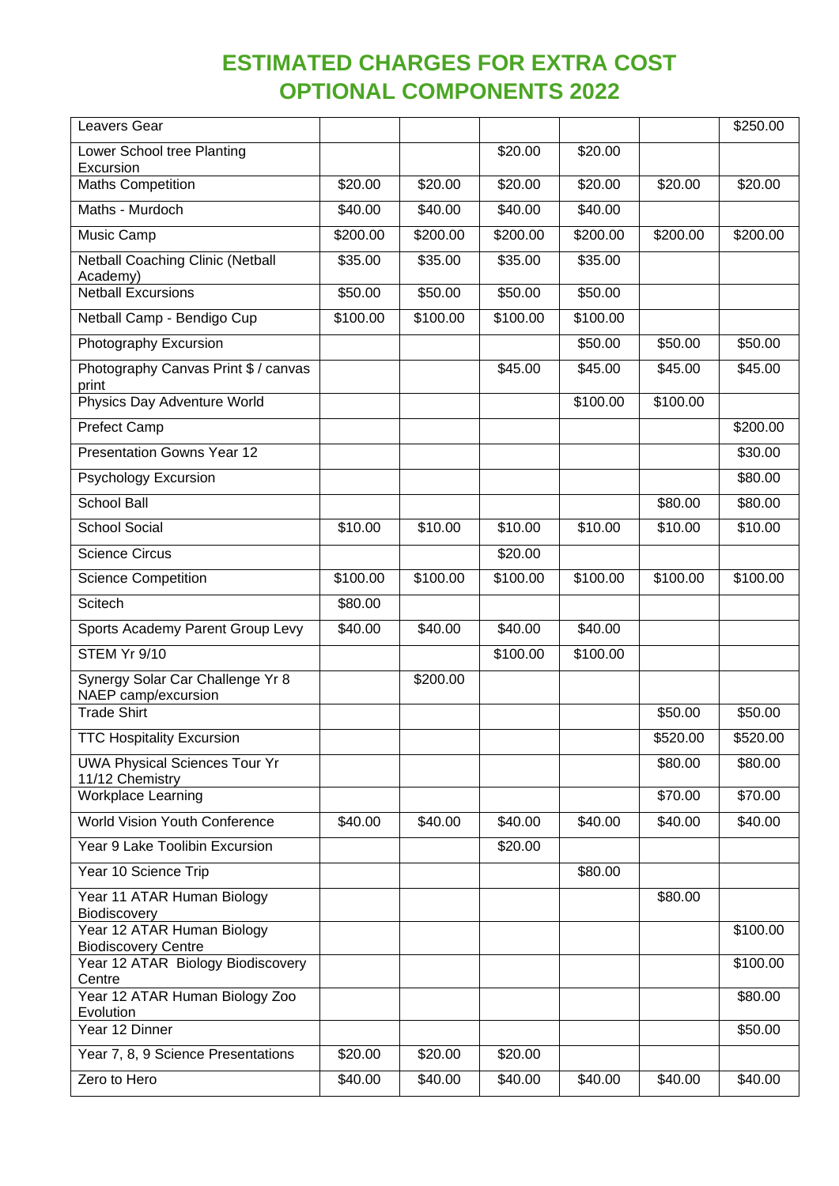# ESTIMATED CHARGES FOR EXTRA COST OPTIONAL COMPONENTS 2022

| | | | | | | |
|---|---|---|---|---|---|---|
| Leavers Gear | | | | | | $250.00 |
| Lower School tree Planting Excursion | | | $20.00 | $20.00 | | |
| Maths Competition | $20.00 | $20.00 | $20.00 | $20.00 | $20.00 | $20.00 |
| Maths - Murdoch | $40.00 | $40.00 | $40.00 | $40.00 | | |
| Music Camp | $200.00 | $200.00 | $200.00 | $200.00 | $200.00 | $200.00 |
| Netball Coaching Clinic (Netball Academy) | $35.00 | $35.00 | $35.00 | $35.00 | | |
| Netball Excursions | $50.00 | $50.00 | $50.00 | $50.00 | | |
| Netball Camp - Bendigo Cup | $100.00 | $100.00 | $100.00 | $100.00 | | |
| Photography Excursion | | | | $50.00 | $50.00 | $50.00 |
| Photography Canvas Print $ / canvas print | | | $45.00 | $45.00 | $45.00 | $45.00 |
| Physics Day Adventure World | | | | $100.00 | $100.00 | |
| Prefect Camp | | | | | | $200.00 |
| Presentation Gowns Year 12 | | | | | | $30.00 |
| Psychology Excursion | | | | | | $80.00 |
| School Ball | | | | | $80.00 | $80.00 |
| School Social | $10.00 | $10.00 | $10.00 | $10.00 | $10.00 | $10.00 |
| Science Circus | | | $20.00 | | | |
| Science Competition | $100.00 | $100.00 | $100.00 | $100.00 | $100.00 | $100.00 |
| Scitech | $80.00 | | | | | |
| Sports Academy Parent Group Levy | $40.00 | $40.00 | $40.00 | $40.00 | | |
| STEM Yr 9/10 | | | $100.00 | $100.00 | | |
| Synergy Solar Car Challenge Yr 8 NAEP camp/excursion | | $200.00 | | | | |
| Trade Shirt | | | | | $50.00 | $50.00 |
| TTC Hospitality Excursion | | | | | $520.00 | $520.00 |
| UWA Physical Sciences Tour Yr 11/12 Chemistry | | | | | $80.00 | $80.00 |
| Workplace Learning | | | | | $70.00 | $70.00 |
| World Vision Youth Conference | $40.00 | $40.00 | $40.00 | $40.00 | $40.00 | $40.00 |
| Year 9 Lake Toolibin Excursion | | | $20.00 | | | |
| Year 10 Science Trip | | | | $80.00 | | |
| Year 11 ATAR Human Biology Biodiscovery | | | | | $80.00 | |
| Year 12 ATAR Human Biology Biodiscovery Centre | | | | | | $100.00 |
| Year 12 ATAR Biology Biodiscovery Centre | | | | | | $100.00 |
| Year 12 ATAR Human Biology Zoo Evolution | | | | | | $80.00 |
| Year 12 Dinner | | | | | | $50.00 |
| Year 7, 8, 9 Science Presentations | $20.00 | $20.00 | $20.00 | | | |
| Zero to Hero | $40.00 | $40.00 | $40.00 | $40.00 | $40.00 | $40.00 |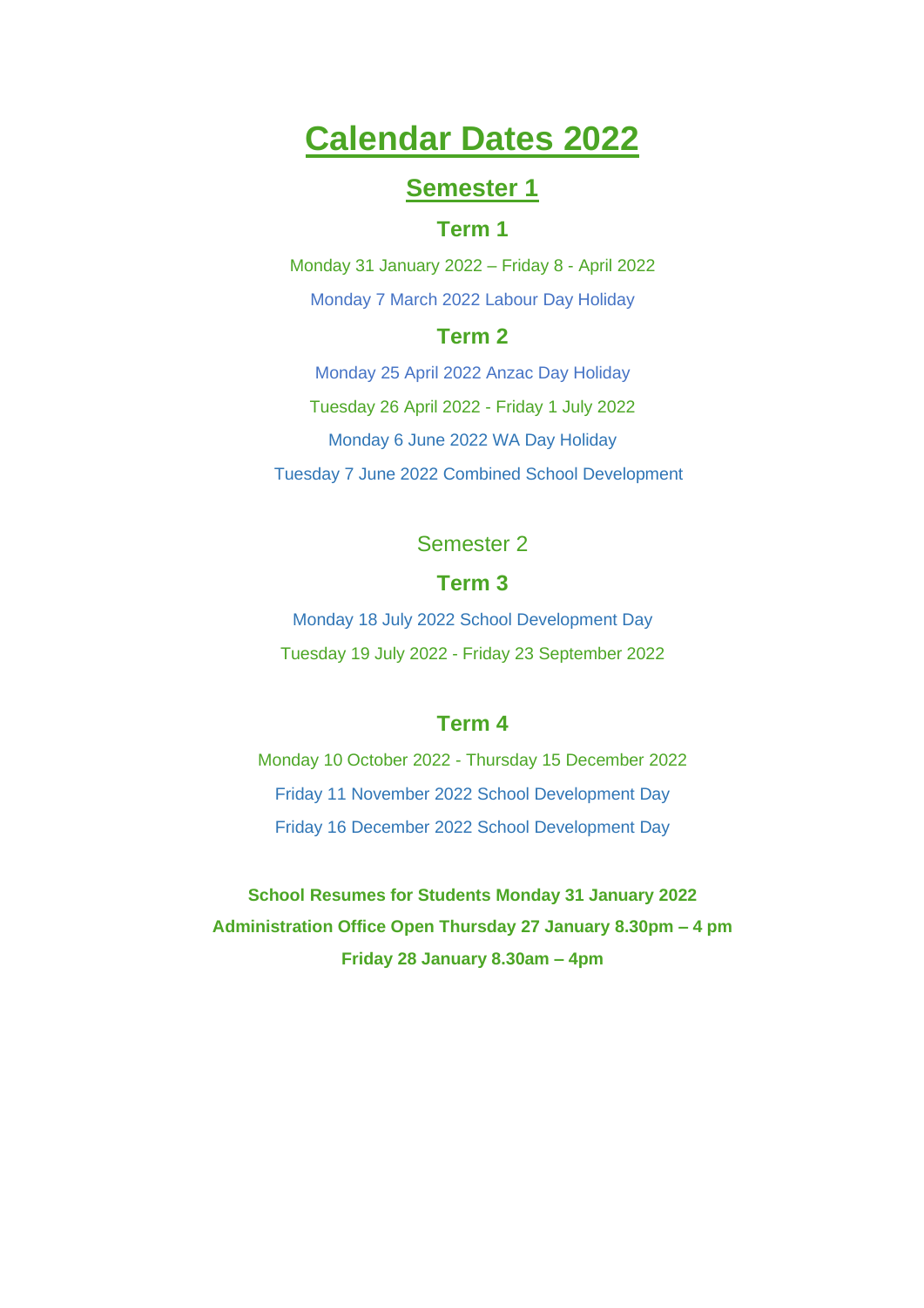# Calendar Dates 2022

## Semester 1

### Term 1

Monday 31 January 2022 – Friday 8 - April 2022

Monday 7 March 2022 Labour Day Holiday

### Term 2

Monday 25 April 2022 Anzac Day Holiday

Tuesday 26 April 2022 - Friday 1 July 2022

Monday 6 June 2022 WA Day Holiday

Tuesday 7 June 2022 Combined School Development

## Semester 2

### Term 3

Monday 18 July 2022 School Development Day

Tuesday 19 July 2022 - Friday 23 September 2022

### Term 4

Monday 10 October 2022 - Thursday 15 December 2022

Friday 11 November 2022 School Development Day

Friday 16 December 2022 School Development Day

**School Resumes for Students Monday 31 January 2022**

**Administration Office Open Thursday 27 January 8.30pm – 4 pm**

**Friday 28 January 8.30am – 4pm**